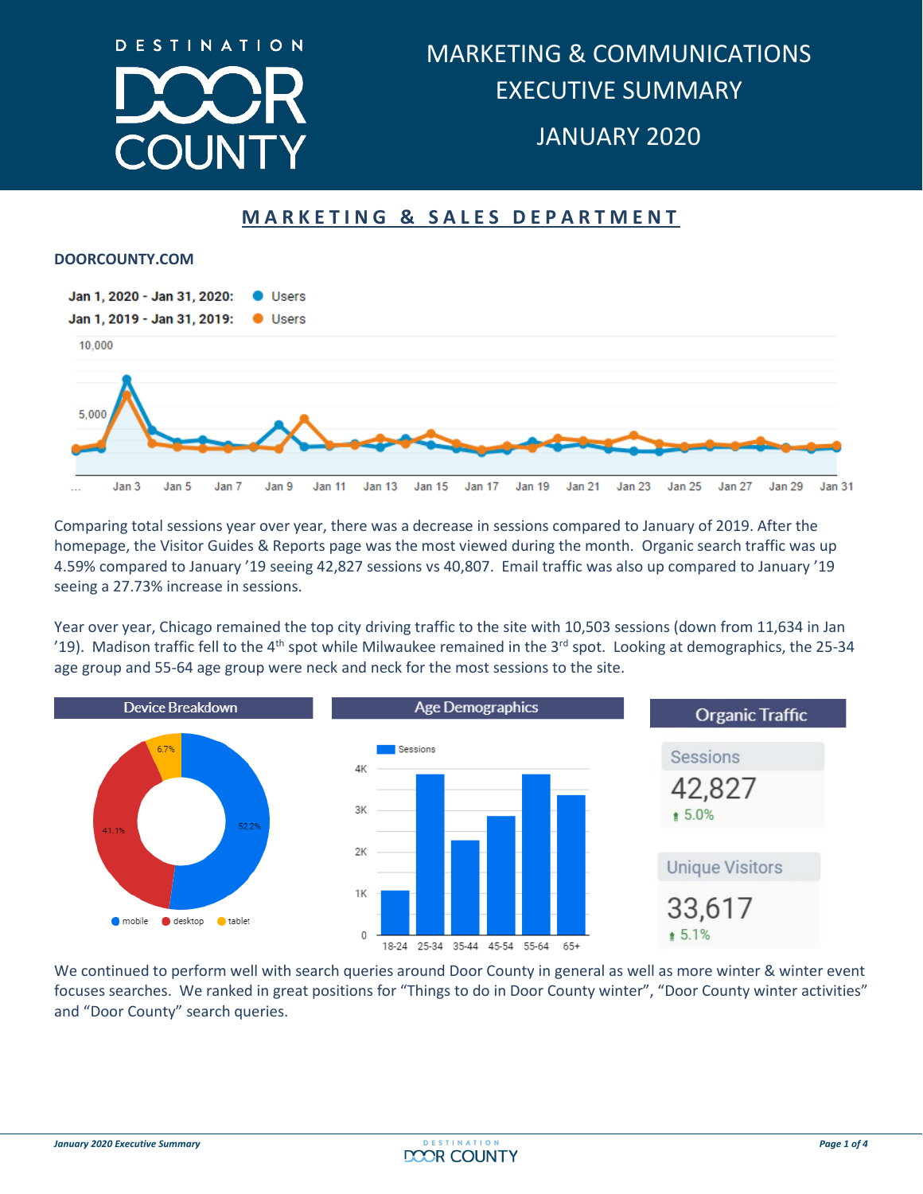# DESTINATION DOOR COUNTY

# MARKETING & COMMUNICATIONS EXECUTIVE SUMMARY

# JANUARY 2020

## MARKETING & SALES DEPARTMENT

### DOORCOUNTY.COM

Jan 1, 2020 - Jan 31, 2020: Users
Jan 1, 2019 - Jan 31, 2019: Users

Comparing total sessions year over year, there was a decrease in sessions compared to January of 2019. After the homepage, the Visitor Guides & Reports page was the most viewed during the month. Organic search traffic was up 4.59% compared to January '19 seeing 42,827 sessions vs 40,807. Email traffic was also up compared to January '19 seeing a 27.73% increase in sessions.

Year over year, Chicago remained the top city driving traffic to the site with 10,503 sessions (down from 11,634 in Jan '19). Madison traffic fell to the 4th spot while Milwaukee remained in the 3rd spot. Looking at demographics, the 25-34 age group and 55-64 age group were neck and neck for the most sessions to the site.

**Device Breakdown**

- mobile: 52.2%
- desktop: 41.1%
- tablet: 6.7%

**Age Demographics**

Sessions by age group: 18-24, 25-34, 35-44, 45-54, 55-64, 65+

**Organic Traffic**

| Sessions | Unique Visitors |
|---|---|
| 42,827 (↑ 5.0%) | 33,617 (↑ 5.1%) |

We continued to perform well with search queries around Door County in general as well as more winter & winter event focuses searches. We ranked in great positions for "Things to do in Door County winter", "Door County winter activities" and "Door County" search queries.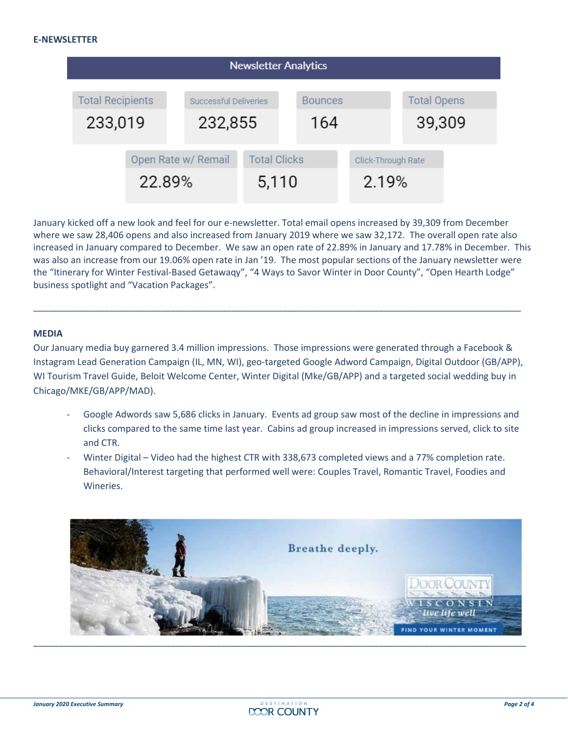## E-NEWSLETTER

**Newsletter Analytics**

| Total Recipients | Successful Deliveries | Bounces | Total Opens |
|---|---|---|---|
| 233,019 | 232,855 | 164 | 39,309 |

| Open Rate w/ Remail | Total Clicks | Click-Through Rate |
|---|---|---|
| 22.89% | 5,110 | 2.19% |

January kicked off a new look and feel for our e-newsletter. Total email opens increased by 39,309 from December where we saw 28,406 opens and also increased from January 2019 where we saw 32,172. The overall open rate also increased in January compared to December. We saw an open rate of 22.89% in January and 17.78% in December. This was also an increase from our 19.06% open rate in Jan '19. The most popular sections of the January newsletter were the "Itinerary for Winter Festival-Based Getawaqy", "4 Ways to Savor Winter in Door County", "Open Hearth Lodge" business spotlight and "Vacation Packages".

---

## MEDIA

Our January media buy garnered 3.4 million impressions. Those impressions were generated through a Facebook & Instagram Lead Generation Campaign (IL, MN, WI), geo-targeted Google Adword Campaign, Digital Outdoor (GB/APP), WI Tourism Travel Guide, Beloit Welcome Center, Winter Digital (Mke/GB/APP) and a targeted social wedding buy in Chicago/MKE/GB/APP/MAD).

- Google Adwords saw 5,686 clicks in January. Events ad group saw most of the decline in impressions and clicks compared to the same time last year. Cabins ad group increased in impressions served, click to site and CTR.
- Winter Digital – Video had the highest CTR with 338,673 completed views and a 77% completion rate. Behavioral/Interest targeting that performed well were: Couples Travel, Romantic Travel, Foodies and Wineries.

Breathe deeply.

DOOR COUNTY WISCONSIN live life well

FIND YOUR WINTER MOMENT

---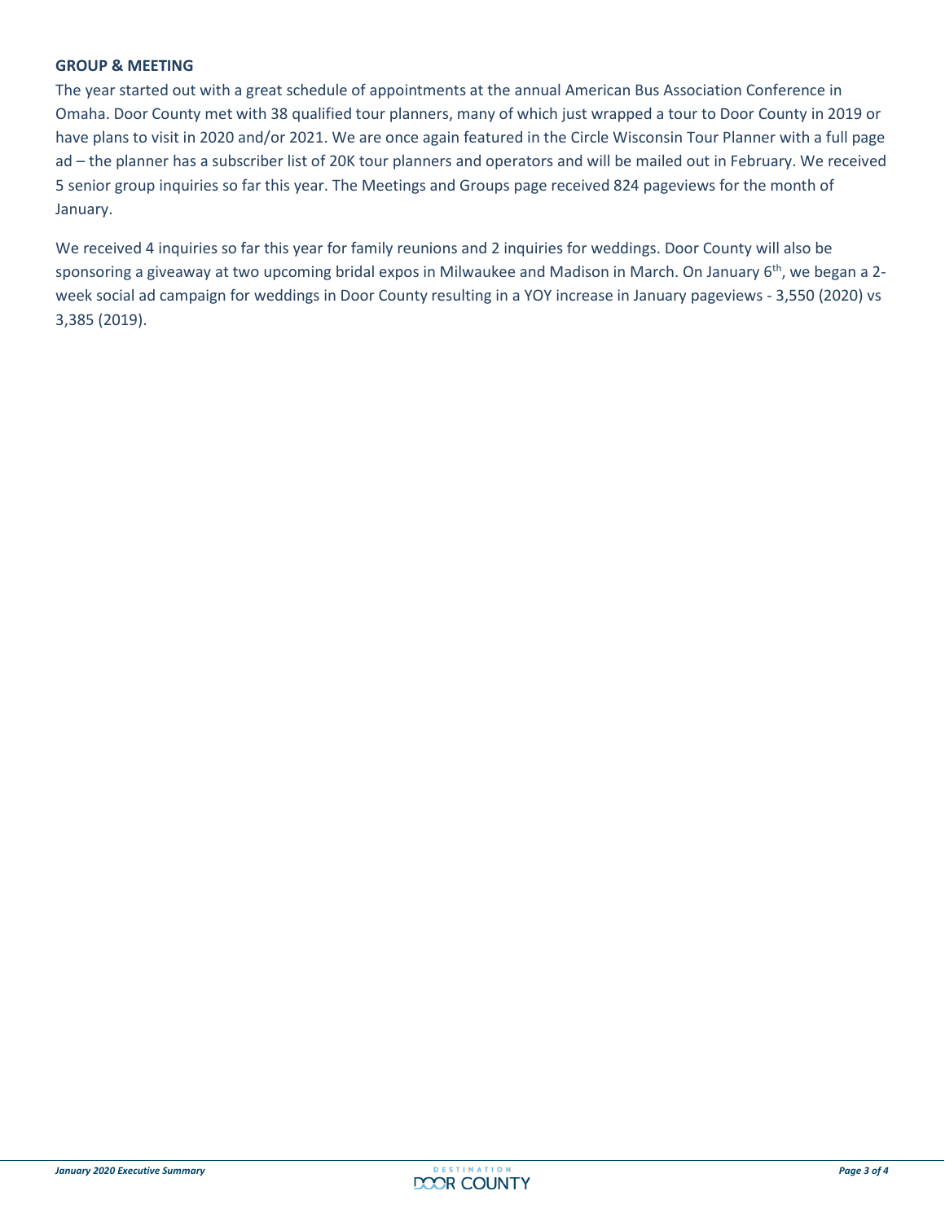## GROUP & MEETING

The year started out with a great schedule of appointments at the annual American Bus Association Conference in Omaha. Door County met with 38 qualified tour planners, many of which just wrapped a tour to Door County in 2019 or have plans to visit in 2020 and/or 2021. We are once again featured in the Circle Wisconsin Tour Planner with a full page ad – the planner has a subscriber list of 20K tour planners and operators and will be mailed out in February. We received 5 senior group inquiries so far this year. The Meetings and Groups page received 824 pageviews for the month of January.

We received 4 inquiries so far this year for family reunions and 2 inquiries for weddings. Door County will also be sponsoring a giveaway at two upcoming bridal expos in Milwaukee and Madison in March. On January 6th, we began a 2-week social ad campaign for weddings in Door County resulting in a YOY increase in January pageviews - 3,550 (2020) vs 3,385 (2019).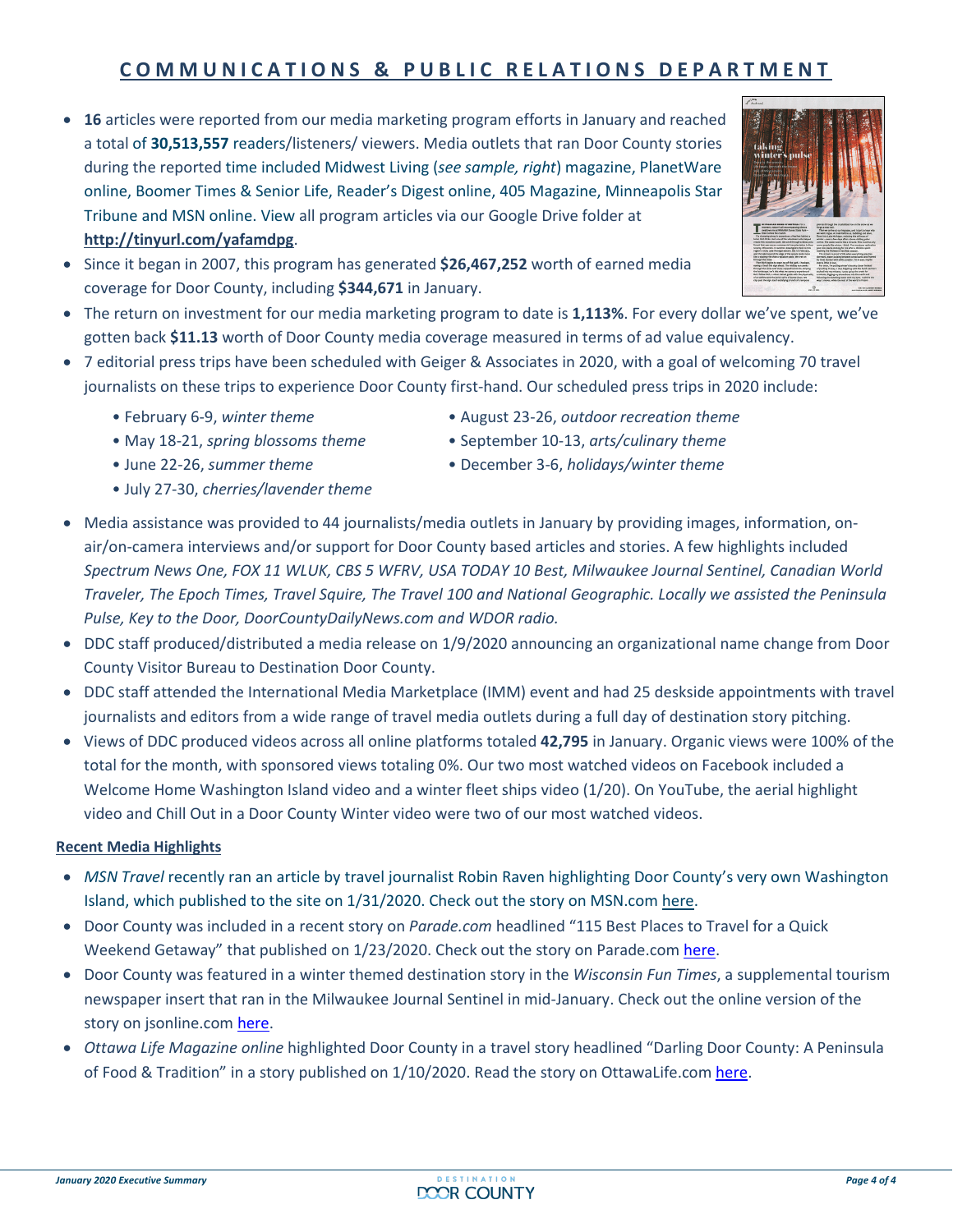## COMMUNICATIONS & PUBLIC RELATIONS DEPARTMENT

- **16** articles were reported from our media marketing program efforts in January and reached a total of **30,513,557** readers/listeners/ viewers. Media outlets that ran Door County stories during the reported time included Midwest Living (*see sample, right*) magazine, PlanetWare online, Boomer Times & Senior Life, Reader's Digest online, 405 Magazine, Minneapolis Star Tribune and MSN online. View all program articles via our Google Drive folder at **http://tinyurl.com/yafamdpg**.
- Since it began in 2007, this program has generated **$26,467,252** worth of earned media coverage for Door County, including **$344,671** in January.
- The return on investment for our media marketing program to date is **1,113%**. For every dollar we've spent, we've gotten back **$11.13** worth of Door County media coverage measured in terms of ad value equivalency.
- 7 editorial press trips have been scheduled with Geiger & Associates in 2020, with a goal of welcoming 70 travel journalists on these trips to experience Door County first-hand. Our scheduled press trips in 2020 include:
  - February 6-9, *winter theme*
  - May 18-21, *spring blossoms theme*
  - June 22-26, *summer theme*
  - July 27-30, *cherries/lavender theme*
  - August 23-26, *outdoor recreation theme*
  - September 10-13, *arts/culinary theme*
  - December 3-6, *holidays/winter theme*
- Media assistance was provided to 44 journalists/media outlets in January by providing images, information, on-air/on-camera interviews and/or support for Door County based articles and stories. A few highlights included *Spectrum News One, FOX 11 WLUK, CBS 5 WFRV, USA TODAY 10 Best, Milwaukee Journal Sentinel, Canadian World Traveler, The Epoch Times, Travel Squire, The Travel 100 and National Geographic. Locally we assisted the Peninsula Pulse, Key to the Door, DoorCountyDailyNews.com and WDOR radio.*
- DDC staff produced/distributed a media release on 1/9/2020 announcing an organizational name change from Door County Visitor Bureau to Destination Door County.
- DDC staff attended the International Media Marketplace (IMM) event and had 25 deskside appointments with travel journalists and editors from a wide range of travel media outlets during a full day of destination story pitching.
- Views of DDC produced videos across all online platforms totaled **42,795** in January. Organic views were 100% of the total for the month, with sponsored views totaling 0%. Our two most watched videos on Facebook included a Welcome Home Washington Island video and a winter fleet ships video (1/20). On YouTube, the aerial highlight video and Chill Out in a Door County Winter video were two of our most watched videos.

### Recent Media Highlights

- *MSN Travel* recently ran an article by travel journalist Robin Raven highlighting Door County's very own Washington Island, which published to the site on 1/31/2020. Check out the story on MSN.com here.
- Door County was included in a recent story on *Parade.com* headlined "115 Best Places to Travel for a Quick Weekend Getaway" that published on 1/23/2020. Check out the story on Parade.com here.
- Door County was featured in a winter themed destination story in the *Wisconsin Fun Times*, a supplemental tourism newspaper insert that ran in the Milwaukee Journal Sentinel in mid-January. Check out the online version of the story on jsonline.com here.
- *Ottawa Life Magazine online* highlighted Door County in a travel story headlined "Darling Door County: A Peninsula of Food & Tradition" in a story published on 1/10/2020. Read the story on OttawaLife.com here.